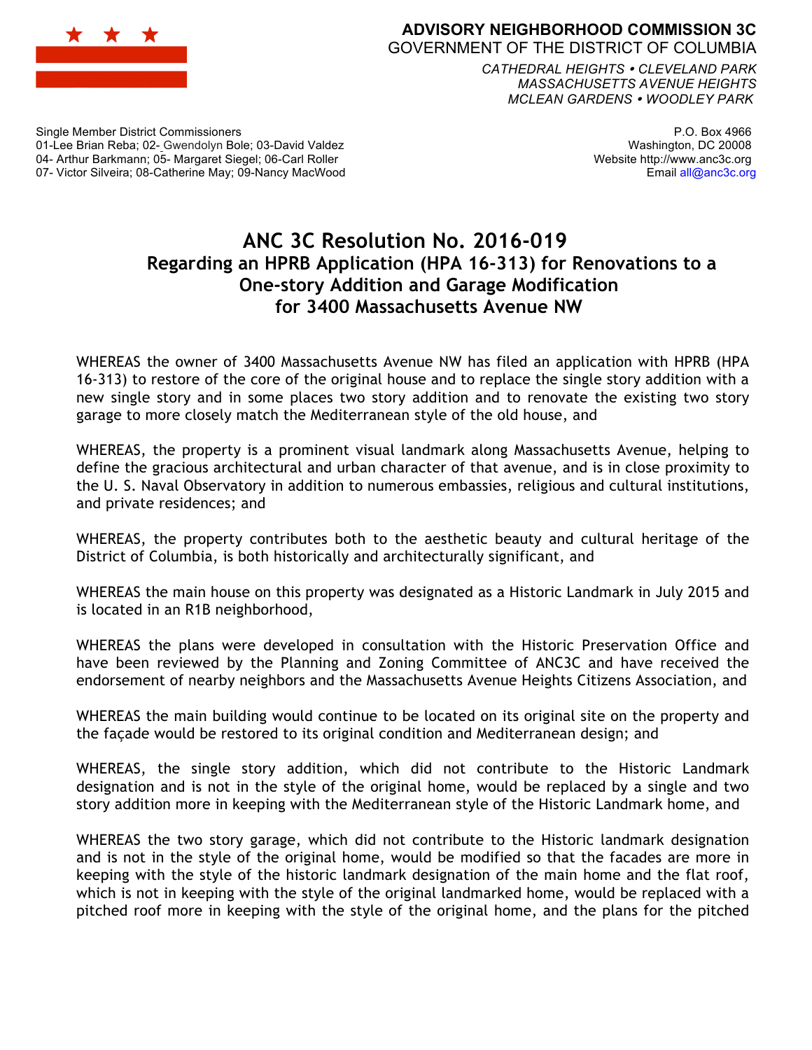**ADVISORY NEIGHBORHOOD COMMISSION 3C**
GOVERNMENT OF THE DISTRICT OF COLUMBIA

*CATHEDRAL HEIGHTS • CLEVELAND PARK*
*MASSACHUSETTS AVENUE HEIGHTS*
*MCLEAN GARDENS • WOODLEY PARK*

Single Member District Commissioners
01-Lee Brian Reba; 02- Gwendolyn Bole; 03-David Valdez
04- Arthur Barkmann; 05- Margaret Siegel; 06-Carl Roller
07- Victor Silveira; 08-Catherine May; 09-Nancy MacWood

P.O. Box 4966
Washington, DC 20008
Website http://www.anc3c.org
Email all@anc3c.org

# ANC 3C Resolution No. 2016-019
## Regarding an HPRB Application (HPA 16-313) for Renovations to a One-story Addition and Garage Modification for 3400 Massachusetts Avenue NW

WHEREAS the owner of 3400 Massachusetts Avenue NW has filed an application with HPRB (HPA 16-313) to restore of the core of the original house and to replace the single story addition with a new single story and in some places two story addition and to renovate the existing two story garage to more closely match the Mediterranean style of the old house, and

WHEREAS, the property is a prominent visual landmark along Massachusetts Avenue, helping to define the gracious architectural and urban character of that avenue, and is in close proximity to the U. S. Naval Observatory in addition to numerous embassies, religious and cultural institutions, and private residences; and

WHEREAS, the property contributes both to the aesthetic beauty and cultural heritage of the District of Columbia, is both historically and architecturally significant, and

WHEREAS the main house on this property was designated as a Historic Landmark in July 2015 and is located in an R1B neighborhood,

WHEREAS the plans were developed in consultation with the Historic Preservation Office and have been reviewed by the Planning and Zoning Committee of ANC3C and have received the endorsement of nearby neighbors and the Massachusetts Avenue Heights Citizens Association, and

WHEREAS the main building would continue to be located on its original site on the property and the façade would be restored to its original condition and Mediterranean design; and

WHEREAS, the single story addition, which did not contribute to the Historic Landmark designation and is not in the style of the original home, would be replaced by a single and two story addition more in keeping with the Mediterranean style of the Historic Landmark home, and

WHEREAS the two story garage, which did not contribute to the Historic landmark designation and is not in the style of the original home, would be modified so that the facades are more in keeping with the style of the historic landmark designation of the main home and the flat roof, which is not in keeping with the style of the original landmarked home, would be replaced with a pitched roof more in keeping with the style of the original home, and the plans for the pitched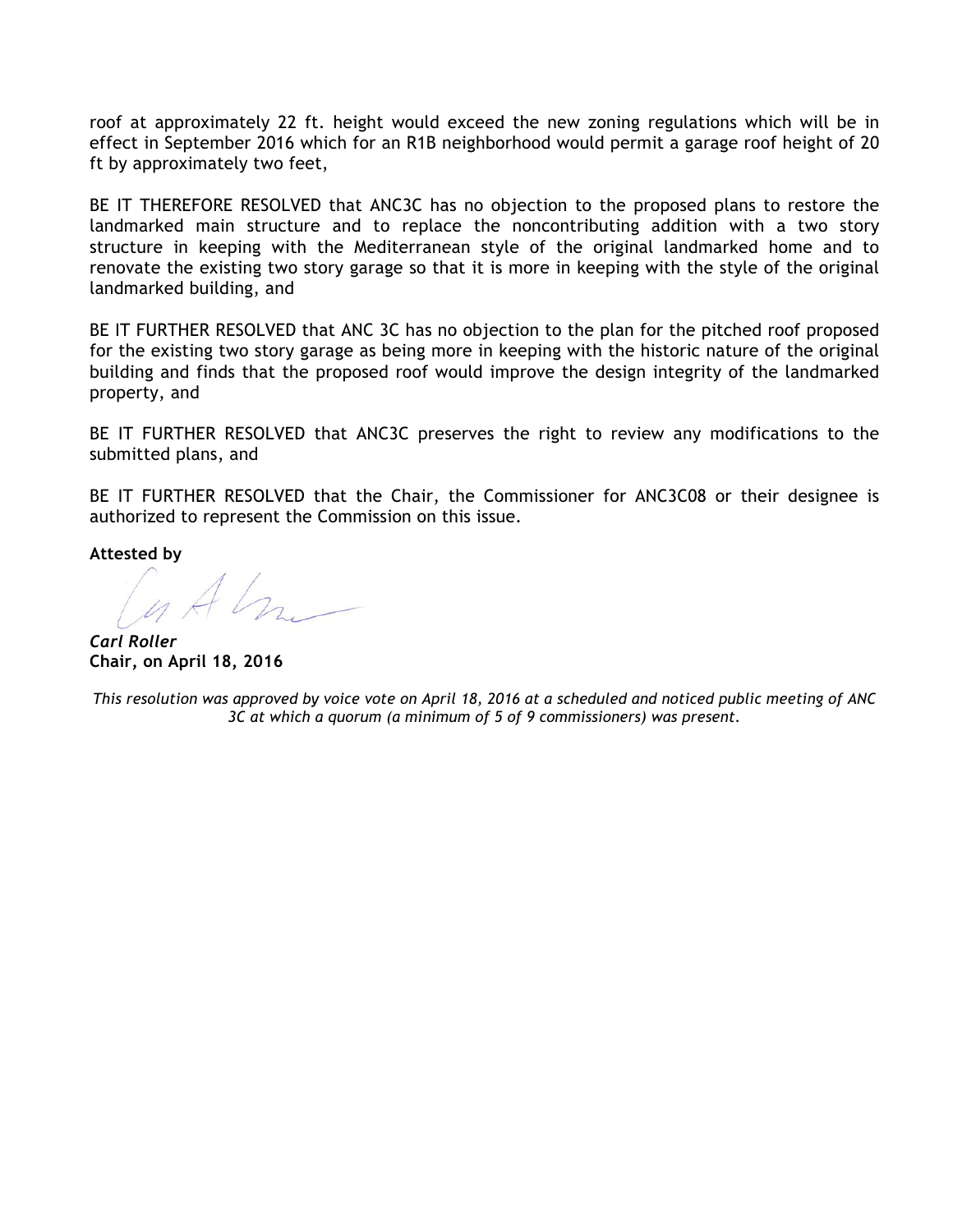roof at approximately 22 ft. height would exceed the new zoning regulations which will be in effect in September 2016 which for an R1B neighborhood would permit a garage roof height of 20 ft by approximately two feet,

BE IT THEREFORE RESOLVED that ANC3C has no objection to the proposed plans to restore the landmarked main structure and to replace the noncontributing addition with a two story structure in keeping with the Mediterranean style of the original landmarked home and to renovate the existing two story garage so that it is more in keeping with the style of the original landmarked building, and

BE IT FURTHER RESOLVED that ANC 3C has no objection to the plan for the pitched roof proposed for the existing two story garage as being more in keeping with the historic nature of the original building and finds that the proposed roof would improve the design integrity of the landmarked property, and

BE IT FURTHER RESOLVED that ANC3C preserves the right to review any modifications to the submitted plans, and

BE IT FURTHER RESOLVED that the Chair, the Commissioner for ANC3C08 or their designee is authorized to represent the Commission on this issue.

**Attested by**

***Carl Roller***
**Chair, on April 18, 2016**

*This resolution was approved by voice vote on April 18, 2016 at a scheduled and noticed public meeting of ANC 3C at which a quorum (a minimum of 5 of 9 commissioners) was present.*